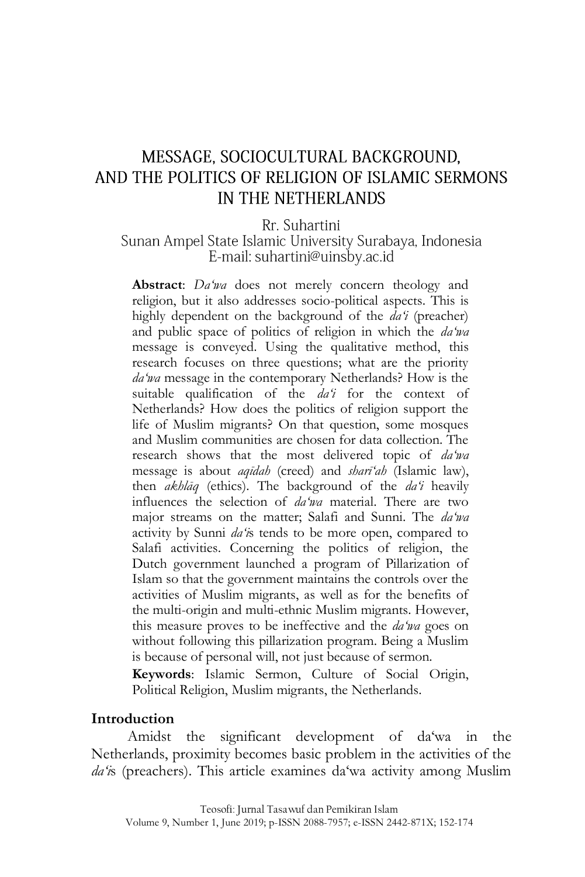# MESSAGE, SOCIOCULTURAL BACKGROUND, AND THE POLITICS OF RELIGION OF ISLAMIC SERMONS IN THE NETHERLANDS

Rr. Suhartini
Sunan Ampel State Islamic University Surabaya, Indonesia
E-mail: suhartini@uinsby.ac.id

**Abstract**: *Da'wa* does not merely concern theology and religion, but it also addresses socio-political aspects. This is highly dependent on the background of the *da'i* (preacher) and public space of politics of religion in which the *da'wa* message is conveyed. Using the qualitative method, this research focuses on three questions; what are the priority *da'wa* message in the contemporary Netherlands? How is the suitable qualification of the *da'i* for the context of Netherlands? How does the politics of religion support the life of Muslim migrants? On that question, some mosques and Muslim communities are chosen for data collection. The research shows that the most delivered topic of *da'wa* message is about *aqīdah* (creed) and *sharī'ah* (Islamic law), then *akhlāq* (ethics). The background of the *da'i* heavily influences the selection of *da'wa* material. There are two major streams on the matter; Salafi and Sunni. The *da'wa* activity by Sunni *da'i*s tends to be more open, compared to Salafi activities. Concerning the politics of religion, the Dutch government launched a program of Pillarization of Islam so that the government maintains the controls over the activities of Muslim migrants, as well as for the benefits of the multi-origin and multi-ethnic Muslim migrants. However, this measure proves to be ineffective and the *da'wa* goes on without following this pillarization program. Being a Muslim is because of personal will, not just because of sermon.

**Keywords**: Islamic Sermon, Culture of Social Origin, Political Religion, Muslim migrants, the Netherlands.

## Introduction

Amidst the significant development of da'wa in the Netherlands, proximity becomes basic problem in the activities of the *da'i*s (preachers). This article examines da'wa activity among Muslim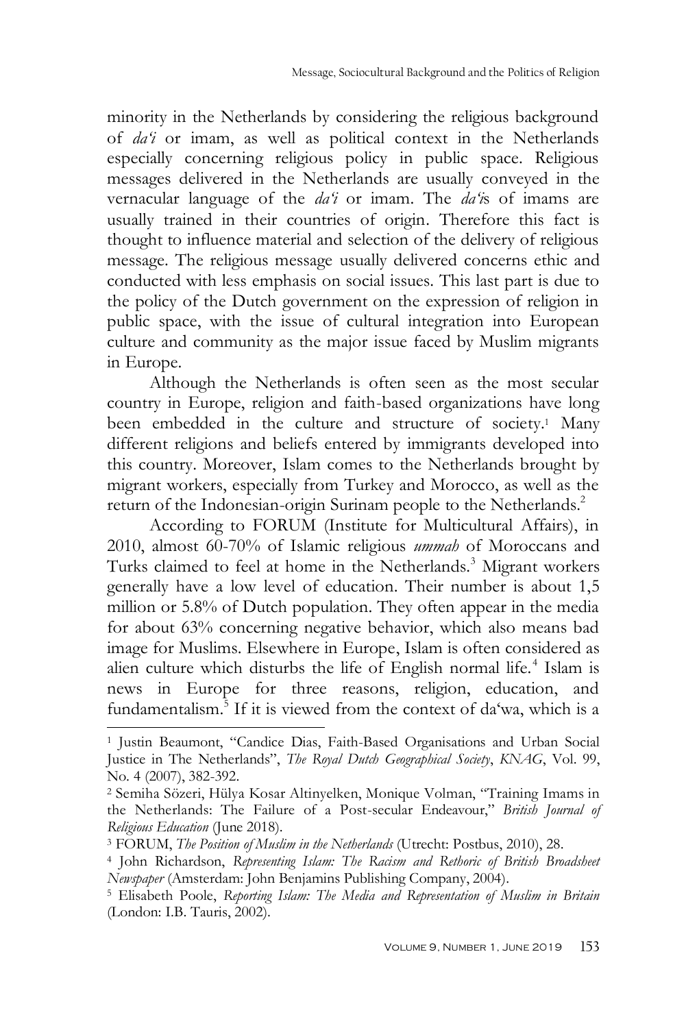minority in the Netherlands by considering the religious background of *da'i* or imam, as well as political context in the Netherlands especially concerning religious policy in public space. Religious messages delivered in the Netherlands are usually conveyed in the vernacular language of the *da'i* or imam. The *da'i*s of imams are usually trained in their countries of origin. Therefore this fact is thought to influence material and selection of the delivery of religious message. The religious message usually delivered concerns ethic and conducted with less emphasis on social issues. This last part is due to the policy of the Dutch government on the expression of religion in public space, with the issue of cultural integration into European culture and community as the major issue faced by Muslim migrants in Europe.

Although the Netherlands is often seen as the most secular country in Europe, religion and faith-based organizations have long been embedded in the culture and structure of society.[1] Many different religions and beliefs entered by immigrants developed into this country. Moreover, Islam comes to the Netherlands brought by migrant workers, especially from Turkey and Morocco, as well as the return of the Indonesian-origin Surinam people to the Netherlands.[2]

According to FORUM (Institute for Multicultural Affairs), in 2010, almost 60-70% of Islamic religious *ummah* of Moroccans and Turks claimed to feel at home in the Netherlands.[3] Migrant workers generally have a low level of education. Their number is about 1,5 million or 5.8% of Dutch population. They often appear in the media for about 63% concerning negative behavior, which also means bad image for Muslims. Elsewhere in Europe, Islam is often considered as alien culture which disturbs the life of English normal life.[4] Islam is news in Europe for three reasons, religion, education, and fundamentalism.[5] If it is viewed from the context of da'wa, which is a

---

[1] Justin Beaumont, "Candice Dias, Faith-Based Organisations and Urban Social Justice in The Netherlands", *The Royal Dutch Geographical Society*, *KNAG*, Vol. 99, No. 4 (2007), 382-392.

[2] Semiha Sözeri, Hülya Kosar Altinyelken, Monique Volman, "Training Imams in the Netherlands: The Failure of a Post-secular Endeavour," *British Journal of Religious Education* (June 2018).

[3] FORUM, *The Position of Muslim in the Netherlands* (Utrecht: Postbus, 2010), 28.

[4] John Richardson, *Representing Islam: The Racism and Rethoric of British Broadsheet Newspaper* (Amsterdam: John Benjamins Publishing Company, 2004).

[5] Elisabeth Poole, *Reporting Islam: The Media and Representation of Muslim in Britain* (London: I.B. Tauris, 2002).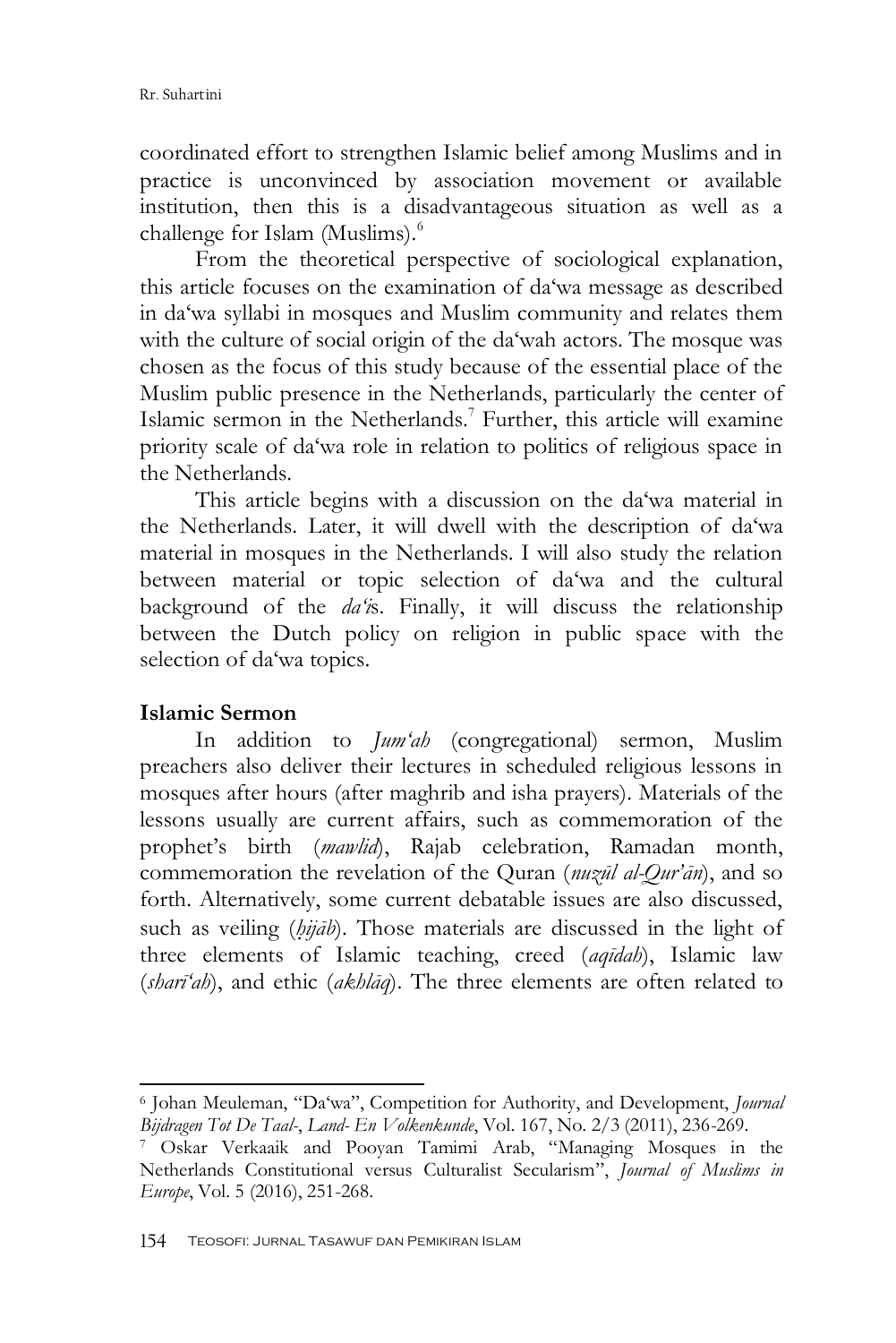coordinated effort to strengthen Islamic belief among Muslims and in practice is unconvinced by association movement or available institution, then this is a disadvantageous situation as well as a challenge for Islam (Muslims).[6]

From the theoretical perspective of sociological explanation, this article focuses on the examination of da'wa message as described in da'wa syllabi in mosques and Muslim community and relates them with the culture of social origin of the da'wah actors. The mosque was chosen as the focus of this study because of the essential place of the Muslim public presence in the Netherlands, particularly the center of Islamic sermon in the Netherlands.[7] Further, this article will examine priority scale of da'wa role in relation to politics of religious space in the Netherlands.

This article begins with a discussion on the da'wa material in the Netherlands. Later, it will dwell with the description of da'wa material in mosques in the Netherlands. I will also study the relation between material or topic selection of da'wa and the cultural background of the *da'i*s. Finally, it will discuss the relationship between the Dutch policy on religion in public space with the selection of da'wa topics.

## Islamic Sermon

In addition to *Jum'ah* (congregational) sermon, Muslim preachers also deliver their lectures in scheduled religious lessons in mosques after hours (after maghrib and isha prayers). Materials of the lessons usually are current affairs, such as commemoration of the prophet's birth (*mawlid*), Rajab celebration, Ramadan month, commemoration the revelation of the Quran (*nuzūl al-Qur'ān*), and so forth. Alternatively, some current debatable issues are also discussed, such as veiling (*ḥijāb*). Those materials are discussed in the light of three elements of Islamic teaching, creed (*aqīdah*), Islamic law (*sharī'ah*), and ethic (*akhlāq*). The three elements are often related to

---

[6] Johan Meuleman, "Da'wa", Competition for Authority, and Development, *Journal Bijdragen Tot De Taal-, Land- En Volkenkunde*, Vol. 167, No. 2/3 (2011), 236-269.

[7] Oskar Verkaaik and Pooyan Tamimi Arab, "Managing Mosques in the Netherlands Constitutional versus Culturalist Secularism", *Journal of Muslims in Europe*, Vol. 5 (2016), 251-268.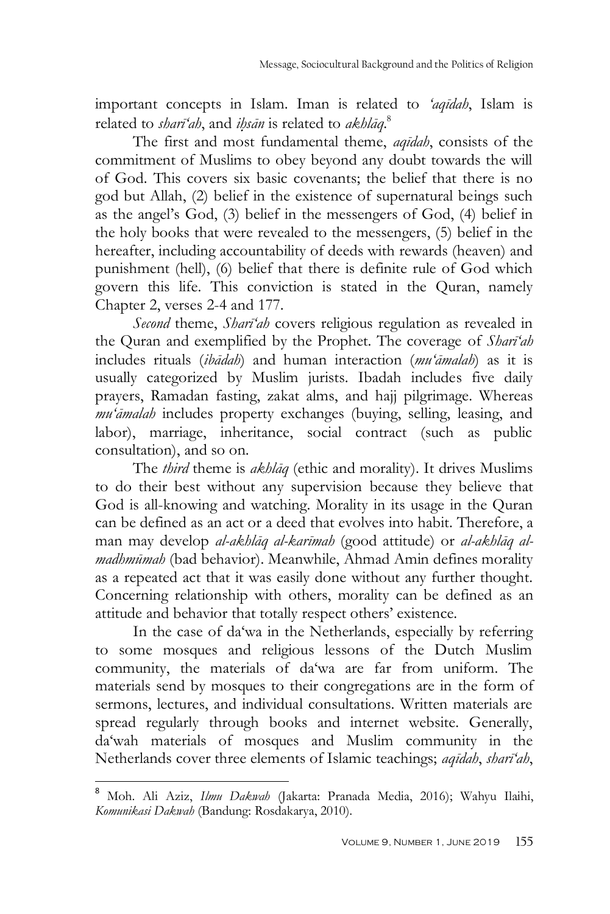important concepts in Islam. Iman is related to *'aqīdah*, Islam is related to *sharī'ah*, and *iḥsān* is related to *akhlāq*.[8]

The first and most fundamental theme, *aqīdah*, consists of the commitment of Muslims to obey beyond any doubt towards the will of God. This covers six basic covenants; the belief that there is no god but Allah, (2) belief in the existence of supernatural beings such as the angel's God, (3) belief in the messengers of God, (4) belief in the holy books that were revealed to the messengers, (5) belief in the hereafter, including accountability of deeds with rewards (heaven) and punishment (hell), (6) belief that there is definite rule of God which govern this life. This conviction is stated in the Quran, namely Chapter 2, verses 2-4 and 177.

*Second* theme, *Sharī'ah* covers religious regulation as revealed in the Quran and exemplified by the Prophet. The coverage of *Sharī'ah* includes rituals (*ibādah*) and human interaction (*mu'āmalah*) as it is usually categorized by Muslim jurists. Ibadah includes five daily prayers, Ramadan fasting, zakat alms, and hajj pilgrimage. Whereas *mu'āmalah* includes property exchanges (buying, selling, leasing, and labor), marriage, inheritance, social contract (such as public consultation), and so on.

The *third* theme is *akhlāq* (ethic and morality). It drives Muslims to do their best without any supervision because they believe that God is all-knowing and watching. Morality in its usage in the Quran can be defined as an act or a deed that evolves into habit. Therefore, a man may develop *al-akhlāq al-karīmah* (good attitude) or *al-akhlāq al-madhmūmah* (bad behavior). Meanwhile, Ahmad Amin defines morality as a repeated act that it was easily done without any further thought. Concerning relationship with others, morality can be defined as an attitude and behavior that totally respect others' existence.

In the case of da'wa in the Netherlands, especially by referring to some mosques and religious lessons of the Dutch Muslim community, the materials of da'wa are far from uniform. The materials send by mosques to their congregations are in the form of sermons, lectures, and individual consultations. Written materials are spread regularly through books and internet website. Generally, da'wah materials of mosques and Muslim community in the Netherlands cover three elements of Islamic teachings; *aqīdah*, *sharī'ah*,

---

[8] Moh. Ali Aziz, *Ilmu Dakwah* (Jakarta: Pranada Media, 2016); Wahyu Ilaihi, *Komunikasi Dakwah* (Bandung: Rosdakarya, 2010).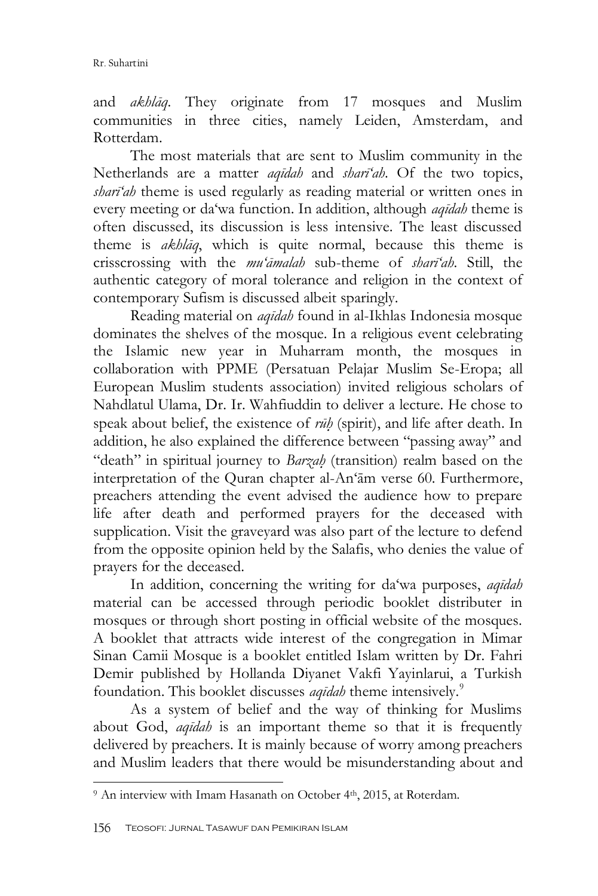and *akhlāq*. They originate from 17 mosques and Muslim communities in three cities, namely Leiden, Amsterdam, and Rotterdam.

The most materials that are sent to Muslim community in the Netherlands are a matter *aqīdah* and *sharī'ah*. Of the two topics, *sharī'ah* theme is used regularly as reading material or written ones in every meeting or da'wa function. In addition, although *aqīdah* theme is often discussed, its discussion is less intensive. The least discussed theme is *akhlāq*, which is quite normal, because this theme is crisscrossing with the *mu'āmalah* sub-theme of *sharī'ah*. Still, the authentic category of moral tolerance and religion in the context of contemporary Sufism is discussed albeit sparingly.

Reading material on *aqīdah* found in al-Ikhlas Indonesia mosque dominates the shelves of the mosque. In a religious event celebrating the Islamic new year in Muharram month, the mosques in collaboration with PPME (Persatuan Pelajar Muslim Se-Eropa; all European Muslim students association) invited religious scholars of Nahdlatul Ulama, Dr. Ir. Wahfiuddin to deliver a lecture. He chose to speak about belief, the existence of *rūḥ* (spirit), and life after death. In addition, he also explained the difference between "passing away" and "death" in spiritual journey to *Barzaḥ* (transition) realm based on the interpretation of the Quran chapter al-An'ām verse 60. Furthermore, preachers attending the event advised the audience how to prepare life after death and performed prayers for the deceased with supplication. Visit the graveyard was also part of the lecture to defend from the opposite opinion held by the Salafis, who denies the value of prayers for the deceased.

In addition, concerning the writing for da'wa purposes, *aqīdah* material can be accessed through periodic booklet distributer in mosques or through short posting in official website of the mosques. A booklet that attracts wide interest of the congregation in Mimar Sinan Camii Mosque is a booklet entitled Islam written by Dr. Fahri Demir published by Hollanda Diyanet Vakfi Yayinlarui, a Turkish foundation. This booklet discusses *aqīdah* theme intensively.[9]

As a system of belief and the way of thinking for Muslims about God, *aqīdah* is an important theme so that it is frequently delivered by preachers. It is mainly because of worry among preachers and Muslim leaders that there would be misunderstanding about and

---

[9] An interview with Imam Hasanath on October 4th, 2015, at Roterdam.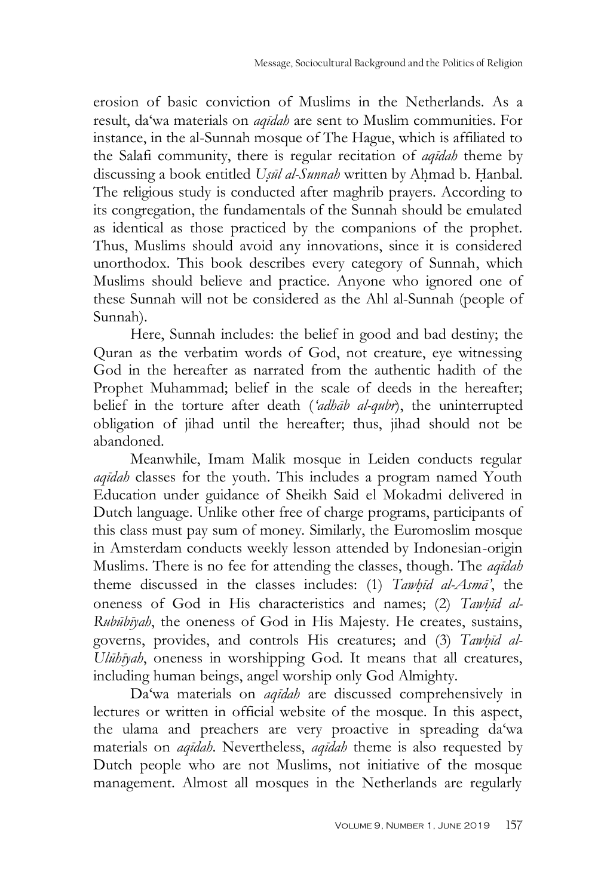erosion of basic conviction of Muslims in the Netherlands. As a result, da'wa materials on *aqīdah* are sent to Muslim communities. For instance, in the al-Sunnah mosque of The Hague, which is affiliated to the Salafi community, there is regular recitation of *aqīdah* theme by discussing a book entitled *Uṣūl al-Sunnah* written by Aḥmad b. Ḥanbal. The religious study is conducted after maghrib prayers. According to its congregation, the fundamentals of the Sunnah should be emulated as identical as those practiced by the companions of the prophet. Thus, Muslims should avoid any innovations, since it is considered unorthodox. This book describes every category of Sunnah, which Muslims should believe and practice. Anyone who ignored one of these Sunnah will not be considered as the Ahl al-Sunnah (people of Sunnah).

Here, Sunnah includes: the belief in good and bad destiny; the Quran as the verbatim words of God, not creature, eye witnessing God in the hereafter as narrated from the authentic hadith of the Prophet Muhammad; belief in the scale of deeds in the hereafter; belief in the torture after death (*'adhāb al-qubr*), the uninterrupted obligation of jihad until the hereafter; thus, jihad should not be abandoned.

Meanwhile, Imam Malik mosque in Leiden conducts regular *aqīdah* classes for the youth. This includes a program named Youth Education under guidance of Sheikh Said el Mokadmi delivered in Dutch language. Unlike other free of charge programs, participants of this class must pay sum of money. Similarly, the Euromoslim mosque in Amsterdam conducts weekly lesson attended by Indonesian-origin Muslims. There is no fee for attending the classes, though. The *aqīdah* theme discussed in the classes includes: (1) *Tawḥīd al-Asmā'*, the oneness of God in His characteristics and names; (2) *Tawḥīd al-Rubūbīyah*, the oneness of God in His Majesty. He creates, sustains, governs, provides, and controls His creatures; and (3) *Tawḥīd al-Ulūhīyah*, oneness in worshipping God. It means that all creatures, including human beings, angel worship only God Almighty.

Da'wa materials on *aqīdah* are discussed comprehensively in lectures or written in official website of the mosque. In this aspect, the ulama and preachers are very proactive in spreading da'wa materials on *aqīdah*. Nevertheless, *aqīdah* theme is also requested by Dutch people who are not Muslims, not initiative of the mosque management. Almost all mosques in the Netherlands are regularly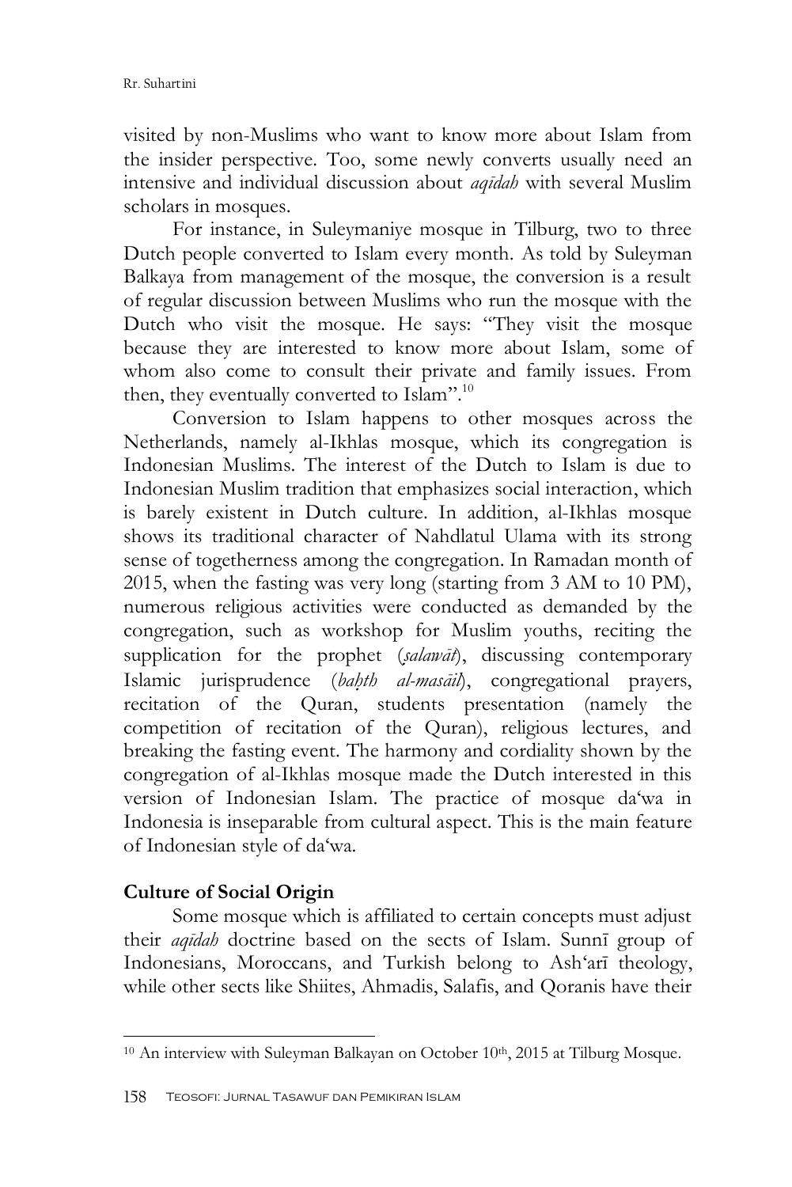visited by non-Muslims who want to know more about Islam from the insider perspective. Too, some newly converts usually need an intensive and individual discussion about *aqīdah* with several Muslim scholars in mosques.

For instance, in Suleymaniye mosque in Tilburg, two to three Dutch people converted to Islam every month. As told by Suleyman Balkaya from management of the mosque, the conversion is a result of regular discussion between Muslims who run the mosque with the Dutch who visit the mosque. He says: "They visit the mosque because they are interested to know more about Islam, some of whom also come to consult their private and family issues. From then, they eventually converted to Islam".[10]

Conversion to Islam happens to other mosques across the Netherlands, namely al-Ikhlas mosque, which its congregation is Indonesian Muslims. The interest of the Dutch to Islam is due to Indonesian Muslim tradition that emphasizes social interaction, which is barely existent in Dutch culture. In addition, al-Ikhlas mosque shows its traditional character of Nahdlatul Ulama with its strong sense of togetherness among the congregation. In Ramadan month of 2015, when the fasting was very long (starting from 3 AM to 10 PM), numerous religious activities were conducted as demanded by the congregation, such as workshop for Muslim youths, reciting the supplication for the prophet (*ṣalawāt*), discussing contemporary Islamic jurisprudence (*baḥth al-masāil*), congregational prayers, recitation of the Quran, students presentation (namely the competition of recitation of the Quran), religious lectures, and breaking the fasting event. The harmony and cordiality shown by the congregation of al-Ikhlas mosque made the Dutch interested in this version of Indonesian Islam. The practice of mosque da'wa in Indonesia is inseparable from cultural aspect. This is the main feature of Indonesian style of da'wa.

**Culture of Social Origin**

Some mosque which is affiliated to certain concepts must adjust their *aqīdah* doctrine based on the sects of Islam. Sunnī group of Indonesians, Moroccans, and Turkish belong to Ash'arī theology, while other sects like Shiites, Ahmadis, Salafis, and Qoranis have their

---

[10] An interview with Suleyman Balkayan on October 10th, 2015 at Tilburg Mosque.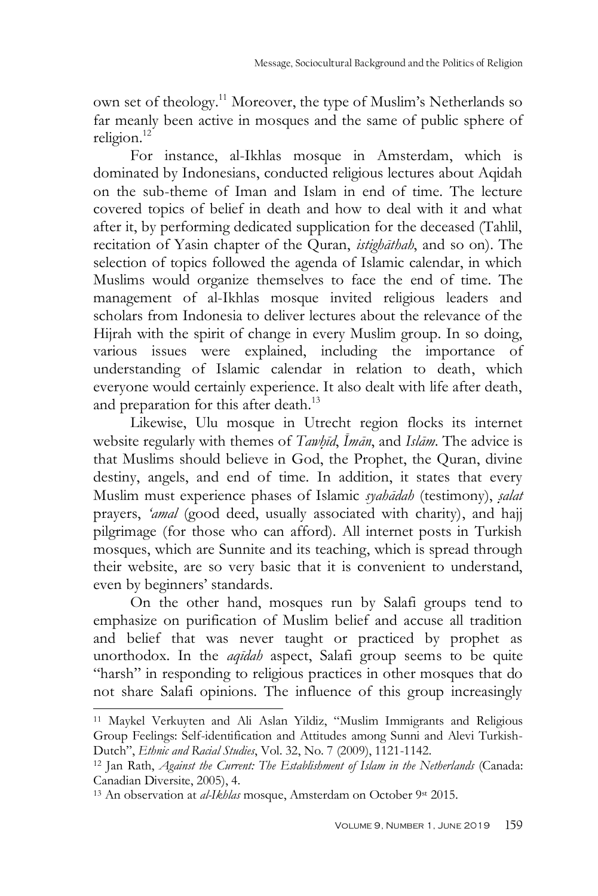own set of theology.[11] Moreover, the type of Muslim's Netherlands so far meanly been active in mosques and the same of public sphere of religion.[12]

For instance, al-Ikhlas mosque in Amsterdam, which is dominated by Indonesians, conducted religious lectures about Aqidah on the sub-theme of Iman and Islam in end of time. The lecture covered topics of belief in death and how to deal with it and what after it, by performing dedicated supplication for the deceased (Tahlil, recitation of Yasin chapter of the Quran, *istighāthah*, and so on). The selection of topics followed the agenda of Islamic calendar, in which Muslims would organize themselves to face the end of time. The management of al-Ikhlas mosque invited religious leaders and scholars from Indonesia to deliver lectures about the relevance of the Hijrah with the spirit of change in every Muslim group. In so doing, various issues were explained, including the importance of understanding of Islamic calendar in relation to death, which everyone would certainly experience. It also dealt with life after death, and preparation for this after death.[13]

Likewise, Ulu mosque in Utrecht region flocks its internet website regularly with themes of *Tawḥīd*, *Īmān*, and *Islām*. The advice is that Muslims should believe in God, the Prophet, the Quran, divine destiny, angels, and end of time. In addition, it states that every Muslim must experience phases of Islamic *syahādah* (testimony), *ṣalat* prayers, *'amal* (good deed, usually associated with charity), and hajj pilgrimage (for those who can afford). All internet posts in Turkish mosques, which are Sunnite and its teaching, which is spread through their website, are so very basic that it is convenient to understand, even by beginners' standards.

On the other hand, mosques run by Salafi groups tend to emphasize on purification of Muslim belief and accuse all tradition and belief that was never taught or practiced by prophet as unorthodox. In the *aqīdah* aspect, Salafi group seems to be quite "harsh" in responding to religious practices in other mosques that do not share Salafi opinions. The influence of this group increasingly

---

[11] Maykel Verkuyten and Ali Aslan Yildiz, "Muslim Immigrants and Religious Group Feelings: Self-identification and Attitudes among Sunni and Alevi Turkish-Dutch", *Ethnic and Racial Studies*, Vol. 32, No. 7 (2009), 1121-1142.

[12] Jan Rath, *Against the Current: The Establishment of Islam in the Netherlands* (Canada: Canadian Diversite, 2005), 4.

[13] An observation at *al-Ikhlas* mosque, Amsterdam on October 9st 2015.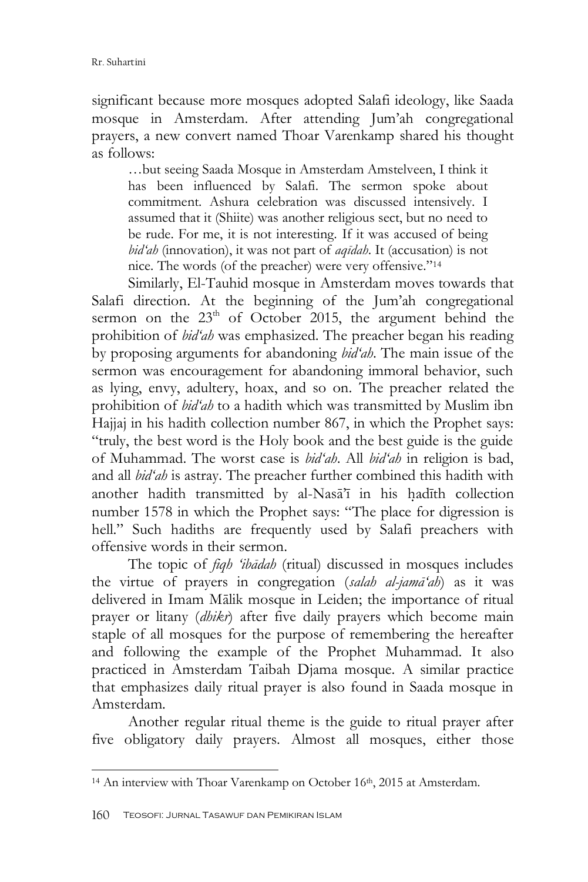significant because more mosques adopted Salafi ideology, like Saada mosque in Amsterdam. After attending Jum'ah congregational prayers, a new convert named Thoar Varenkamp shared his thought as follows:

> …but seeing Saada Mosque in Amsterdam Amstelveen, I think it has been influenced by Salafi. The sermon spoke about commitment. Ashura celebration was discussed intensively. I assumed that it (Shiite) was another religious sect, but no need to be rude. For me, it is not interesting. If it was accused of being *bid'ah* (innovation), it was not part of *aqīdah*. It (accusation) is not nice. The words (of the preacher) were very offensive."[14]

Similarly, El-Tauhid mosque in Amsterdam moves towards that Salafi direction. At the beginning of the Jum'ah congregational sermon on the 23[th] of October 2015, the argument behind the prohibition of *bid'ah* was emphasized. The preacher began his reading by proposing arguments for abandoning *bid'ah*. The main issue of the sermon was encouragement for abandoning immoral behavior, such as lying, envy, adultery, hoax, and so on. The preacher related the prohibition of *bid'ah* to a hadith which was transmitted by Muslim ibn Hajjaj in his hadith collection number 867, in which the Prophet says: "truly, the best word is the Holy book and the best guide is the guide of Muhammad. The worst case is *bid'ah*. All *bid'ah* in religion is bad, and all *bid'ah* is astray. The preacher further combined this hadith with another hadith transmitted by al-Nasā'ī in his ḥadīth collection number 1578 in which the Prophet says: "The place for digression is hell." Such hadiths are frequently used by Salafi preachers with offensive words in their sermon.

The topic of *fiqh 'ibādah* (ritual) discussed in mosques includes the virtue of prayers in congregation (*salah al-jamā'ah*) as it was delivered in Imam Mālik mosque in Leiden; the importance of ritual prayer or litany (*dhikr*) after five daily prayers which become main staple of all mosques for the purpose of remembering the hereafter and following the example of the Prophet Muhammad. It also practiced in Amsterdam Taibah Djama mosque. A similar practice that emphasizes daily ritual prayer is also found in Saada mosque in Amsterdam.

Another regular ritual theme is the guide to ritual prayer after five obligatory daily prayers. Almost all mosques, either those

---

[14] An interview with Thoar Varenkamp on October 16[th], 2015 at Amsterdam.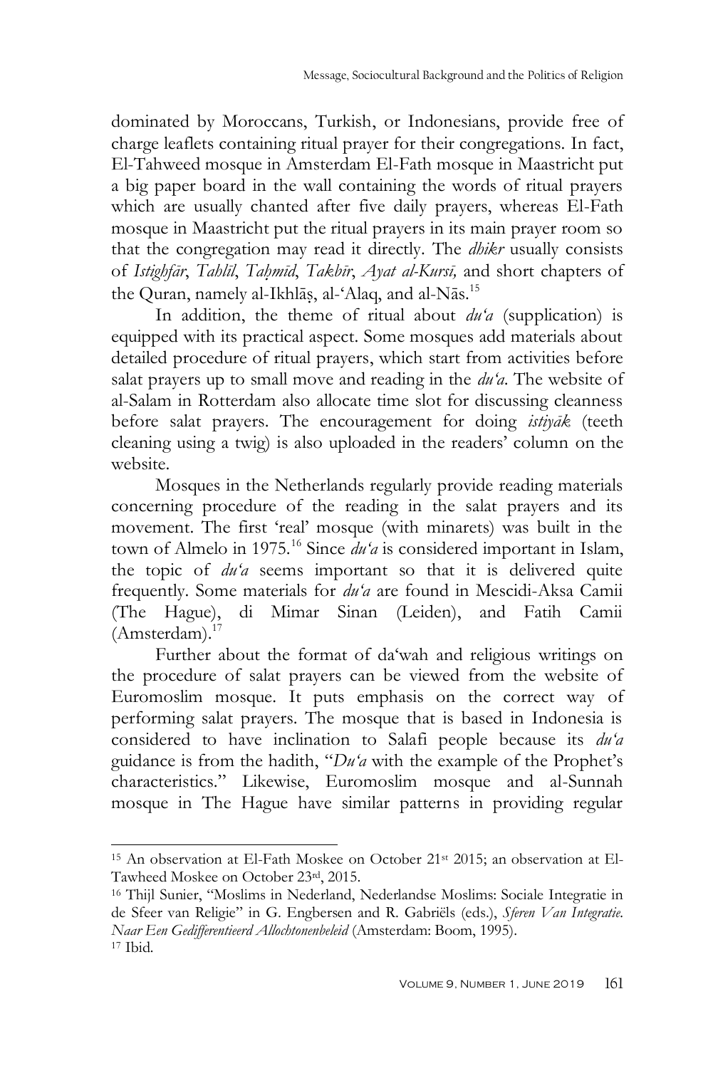dominated by Moroccans, Turkish, or Indonesians, provide free of charge leaflets containing ritual prayer for their congregations. In fact, El-Tahweed mosque in Amsterdam El-Fath mosque in Maastricht put a big paper board in the wall containing the words of ritual prayers which are usually chanted after five daily prayers, whereas El-Fath mosque in Maastricht put the ritual prayers in its main prayer room so that the congregation may read it directly. The *dhikr* usually consists of *Istighfār*, *Tahlīl*, *Taḥmīd*, *Takbīr*, *Ayat al-Kursī,* and short chapters of the Quran, namely al-Ikhlāṣ, al-'Alaq, and al-Nās.[15]

In addition, the theme of ritual about *du'a* (supplication) is equipped with its practical aspect. Some mosques add materials about detailed procedure of ritual prayers, which start from activities before salat prayers up to small move and reading in the *du'a*. The website of al-Salam in Rotterdam also allocate time slot for discussing cleanness before salat prayers. The encouragement for doing *istiyāk* (teeth cleaning using a twig) is also uploaded in the readers' column on the website.

Mosques in the Netherlands regularly provide reading materials concerning procedure of the reading in the salat prayers and its movement. The first 'real' mosque (with minarets) was built in the town of Almelo in 1975.[16] Since *du'a* is considered important in Islam, the topic of *du'a* seems important so that it is delivered quite frequently. Some materials for *du'a* are found in Mescidi-Aksa Camii (The Hague), di Mimar Sinan (Leiden), and Fatih Camii (Amsterdam).[17]

Further about the format of da'wah and religious writings on the procedure of salat prayers can be viewed from the website of Euromoslim mosque. It puts emphasis on the correct way of performing salat prayers. The mosque that is based in Indonesia is considered to have inclination to Salafi people because its *du'a* guidance is from the hadith, "*Du'a* with the example of the Prophet's characteristics." Likewise, Euromoslim mosque and al-Sunnah mosque in The Hague have similar patterns in providing regular

---

[15] An observation at El-Fath Moskee on October 21st 2015; an observation at El-Tawheed Moskee on October 23rd, 2015.

[16] Thijl Sunier, "Moslims in Nederland, Nederlandse Moslims: Sociale Integratie in de Sfeer van Religie" in G. Engbersen and R. Gabriëls (eds.), *Sferen Van Integratie. Naar Een Gedifferentieerd Allochtonenbeleid* (Amsterdam: Boom, 1995).

[17] Ibid.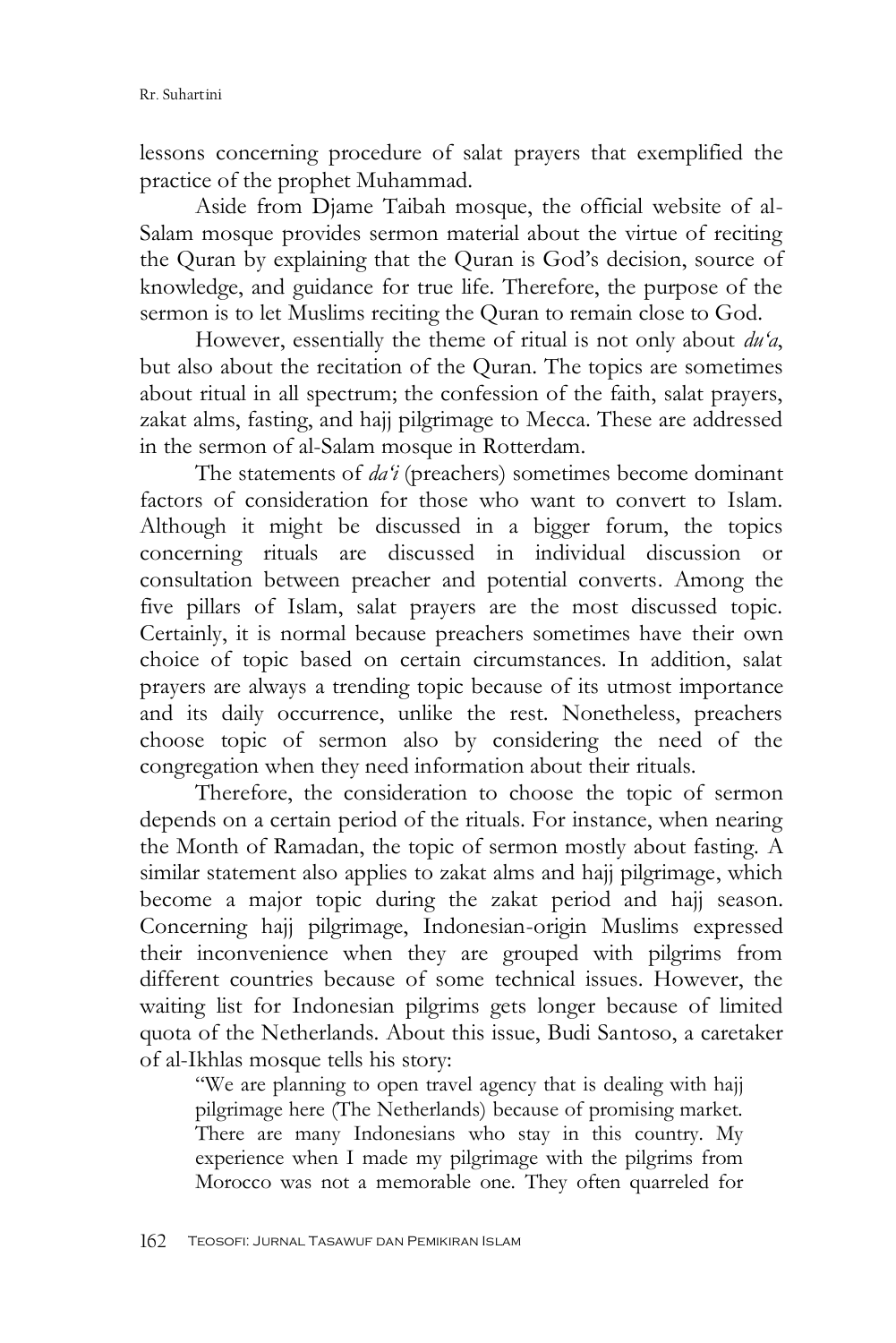lessons concerning procedure of salat prayers that exemplified the practice of the prophet Muhammad.

Aside from Djame Taibah mosque, the official website of al-Salam mosque provides sermon material about the virtue of reciting the Quran by explaining that the Quran is God's decision, source of knowledge, and guidance for true life. Therefore, the purpose of the sermon is to let Muslims reciting the Quran to remain close to God.

However, essentially the theme of ritual is not only about *du'a*, but also about the recitation of the Quran. The topics are sometimes about ritual in all spectrum; the confession of the faith, salat prayers, zakat alms, fasting, and hajj pilgrimage to Mecca. These are addressed in the sermon of al-Salam mosque in Rotterdam.

The statements of *da'i* (preachers) sometimes become dominant factors of consideration for those who want to convert to Islam. Although it might be discussed in a bigger forum, the topics concerning rituals are discussed in individual discussion or consultation between preacher and potential converts. Among the five pillars of Islam, salat prayers are the most discussed topic. Certainly, it is normal because preachers sometimes have their own choice of topic based on certain circumstances. In addition, salat prayers are always a trending topic because of its utmost importance and its daily occurrence, unlike the rest. Nonetheless, preachers choose topic of sermon also by considering the need of the congregation when they need information about their rituals.

Therefore, the consideration to choose the topic of sermon depends on a certain period of the rituals. For instance, when nearing the Month of Ramadan, the topic of sermon mostly about fasting. A similar statement also applies to zakat alms and hajj pilgrimage, which become a major topic during the zakat period and hajj season. Concerning hajj pilgrimage, Indonesian-origin Muslims expressed their inconvenience when they are grouped with pilgrims from different countries because of some technical issues. However, the waiting list for Indonesian pilgrims gets longer because of limited quota of the Netherlands. About this issue, Budi Santoso, a caretaker of al-Ikhlas mosque tells his story:

> "We are planning to open travel agency that is dealing with hajj pilgrimage here (The Netherlands) because of promising market. There are many Indonesians who stay in this country. My experience when I made my pilgrimage with the pilgrims from Morocco was not a memorable one. They often quarreled for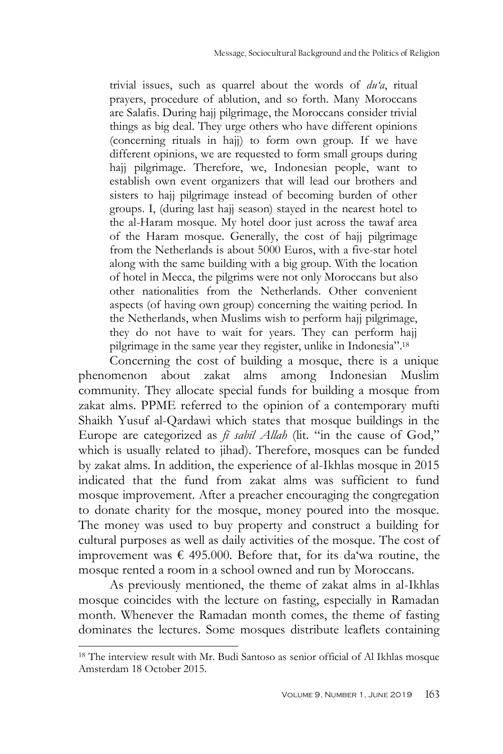> trivial issues, such as quarrel about the words of *du'a*, ritual prayers, procedure of ablution, and so forth. Many Moroccans are Salafis. During hajj pilgrimage, the Moroccans consider trivial things as big deal. They urge others who have different opinions (concerning rituals in hajj) to form own group. If we have different opinions, we are requested to form small groups during hajj pilgrimage. Therefore, we, Indonesian people, want to establish own event organizers that will lead our brothers and sisters to hajj pilgrimage instead of becoming burden of other groups. I, (during last hajj season) stayed in the nearest hotel to the al-Haram mosque. My hotel door just across the tawaf area of the Haram mosque. Generally, the cost of hajj pilgrimage from the Netherlands is about 5000 Euros, with a five-star hotel along with the same building with a big group. With the location of hotel in Mecca, the pilgrims were not only Moroccans but also other nationalities from the Netherlands. Other convenient aspects (of having own group) concerning the waiting period. In the Netherlands, when Muslims wish to perform hajj pilgrimage, they do not have to wait for years. They can perform hajj pilgrimage in the same year they register, unlike in Indonesia".[18]

Concerning the cost of building a mosque, there is a unique phenomenon about zakat alms among Indonesian Muslim community. They allocate special funds for building a mosque from zakat alms. PPME referred to the opinion of a contemporary mufti Shaikh Yusuf al-Qardawi which states that mosque buildings in the Europe are categorized as *fī sabīl Allah* (lit. "in the cause of God," which is usually related to jihad). Therefore, mosques can be funded by zakat alms. In addition, the experience of al-Ikhlas mosque in 2015 indicated that the fund from zakat alms was sufficient to fund mosque improvement. After a preacher encouraging the congregation to donate charity for the mosque, money poured into the mosque. The money was used to buy property and construct a building for cultural purposes as well as daily activities of the mosque. The cost of improvement was € 495.000. Before that, for its da'wa routine, the mosque rented a room in a school owned and run by Moroccans.

As previously mentioned, the theme of zakat alms in al-Ikhlas mosque coincides with the lecture on fasting, especially in Ramadan month. Whenever the Ramadan month comes, the theme of fasting dominates the lectures. Some mosques distribute leaflets containing

---

[18] The interview result with Mr. Budi Santoso as senior official of Al Ikhlas mosque Amsterdam 18 October 2015.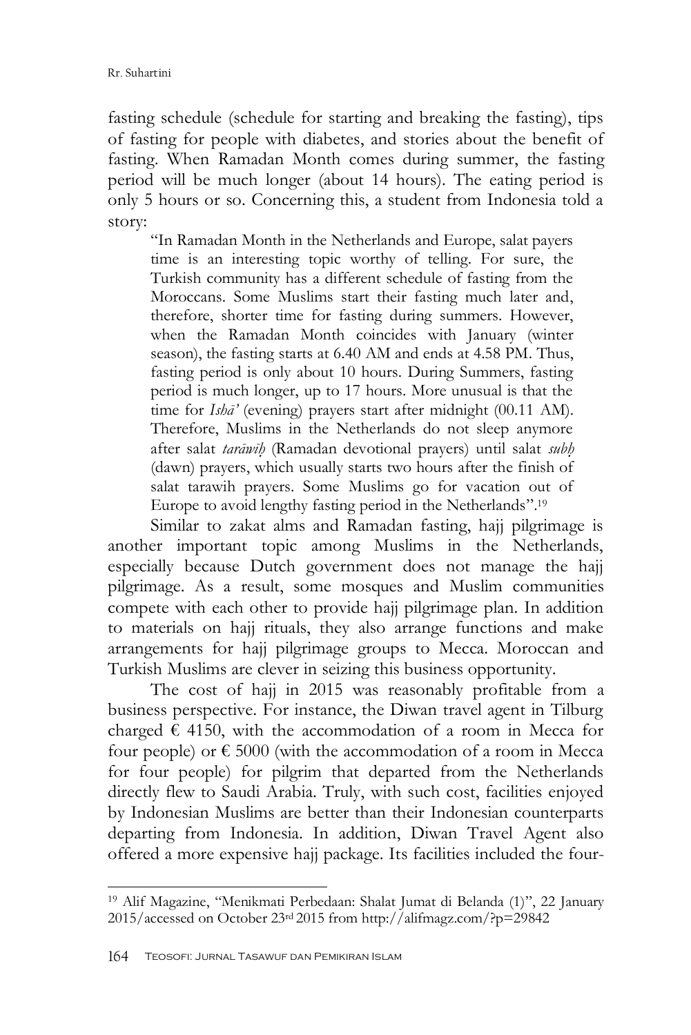fasting schedule (schedule for starting and breaking the fasting), tips of fasting for people with diabetes, and stories about the benefit of fasting. When Ramadan Month comes during summer, the fasting period will be much longer (about 14 hours). The eating period is only 5 hours or so. Concerning this, a student from Indonesia told a story:

> "In Ramadan Month in the Netherlands and Europe, salat payers time is an interesting topic worthy of telling. For sure, the Turkish community has a different schedule of fasting from the Moroccans. Some Muslims start their fasting much later and, therefore, shorter time for fasting during summers. However, when the Ramadan Month coincides with January (winter season), the fasting starts at 6.40 AM and ends at 4.58 PM. Thus, fasting period is only about 10 hours. During Summers, fasting period is much longer, up to 17 hours. More unusual is that the time for *Ishā'* (evening) prayers start after midnight (00.11 AM). Therefore, Muslims in the Netherlands do not sleep anymore after salat *tarāwīḥ* (Ramadan devotional prayers) until salat *subḥ* (dawn) prayers, which usually starts two hours after the finish of salat tarawih prayers. Some Muslims go for vacation out of Europe to avoid lengthy fasting period in the Netherlands".[19]

Similar to zakat alms and Ramadan fasting, hajj pilgrimage is another important topic among Muslims in the Netherlands, especially because Dutch government does not manage the hajj pilgrimage. As a result, some mosques and Muslim communities compete with each other to provide hajj pilgrimage plan. In addition to materials on hajj rituals, they also arrange functions and make arrangements for hajj pilgrimage groups to Mecca. Moroccan and Turkish Muslims are clever in seizing this business opportunity.

The cost of hajj in 2015 was reasonably profitable from a business perspective. For instance, the Diwan travel agent in Tilburg charged € 4150, with the accommodation of a room in Mecca for four people) or € 5000 (with the accommodation of a room in Mecca for four people) for pilgrim that departed from the Netherlands directly flew to Saudi Arabia. Truly, with such cost, facilities enjoyed by Indonesian Muslims are better than their Indonesian counterparts departing from Indonesia. In addition, Diwan Travel Agent also offered a more expensive hajj package. Its facilities included the four-

---

[19] Alif Magazine, "Menikmati Perbedaan: Shalat Jumat di Belanda (1)", 22 January 2015/accessed on October 23rd 2015 from http://alifmagz.com/?p=29842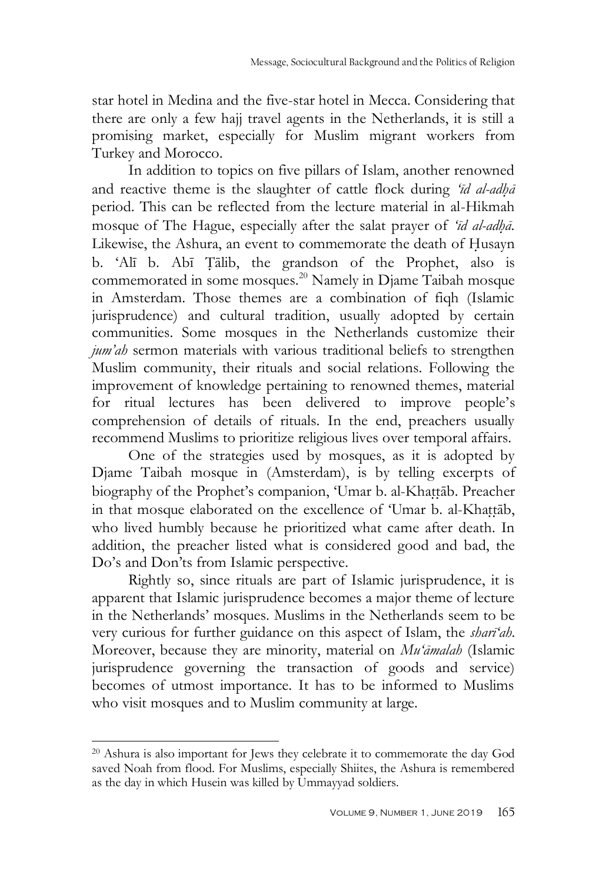star hotel in Medina and the five-star hotel in Mecca. Considering that there are only a few hajj travel agents in the Netherlands, it is still a promising market, especially for Muslim migrant workers from Turkey and Morocco.

In addition to topics on five pillars of Islam, another renowned and reactive theme is the slaughter of cattle flock during *'īd al-adḥā* period. This can be reflected from the lecture material in al-Hikmah mosque of The Hague, especially after the salat prayer of *'īd al-adḥā*. Likewise, the Ashura, an event to commemorate the death of Ḥusayn b. 'Alī b. Abī Ṭālib, the grandson of the Prophet, also is commemorated in some mosques.[20] Namely in Djame Taibah mosque in Amsterdam. Those themes are a combination of fiqh (Islamic jurisprudence) and cultural tradition, usually adopted by certain communities. Some mosques in the Netherlands customize their *jum'ah* sermon materials with various traditional beliefs to strengthen Muslim community, their rituals and social relations. Following the improvement of knowledge pertaining to renowned themes, material for ritual lectures has been delivered to improve people's comprehension of details of rituals. In the end, preachers usually recommend Muslims to prioritize religious lives over temporal affairs.

One of the strategies used by mosques, as it is adopted by Djame Taibah mosque in (Amsterdam), is by telling excerpts of biography of the Prophet's companion, 'Umar b. al-Khaṭṭāb. Preacher in that mosque elaborated on the excellence of 'Umar b. al-Khaṭṭāb, who lived humbly because he prioritized what came after death. In addition, the preacher listed what is considered good and bad, the Do's and Don'ts from Islamic perspective.

Rightly so, since rituals are part of Islamic jurisprudence, it is apparent that Islamic jurisprudence becomes a major theme of lecture in the Netherlands' mosques. Muslims in the Netherlands seem to be very curious for further guidance on this aspect of Islam, the *sharī'ah*. Moreover, because they are minority, material on *Mu'āmalah* (Islamic jurisprudence governing the transaction of goods and service) becomes of utmost importance. It has to be informed to Muslims who visit mosques and to Muslim community at large.

---

[20] Ashura is also important for Jews they celebrate it to commemorate the day God saved Noah from flood. For Muslims, especially Shiites, the Ashura is remembered as the day in which Husein was killed by Ummayyad soldiers.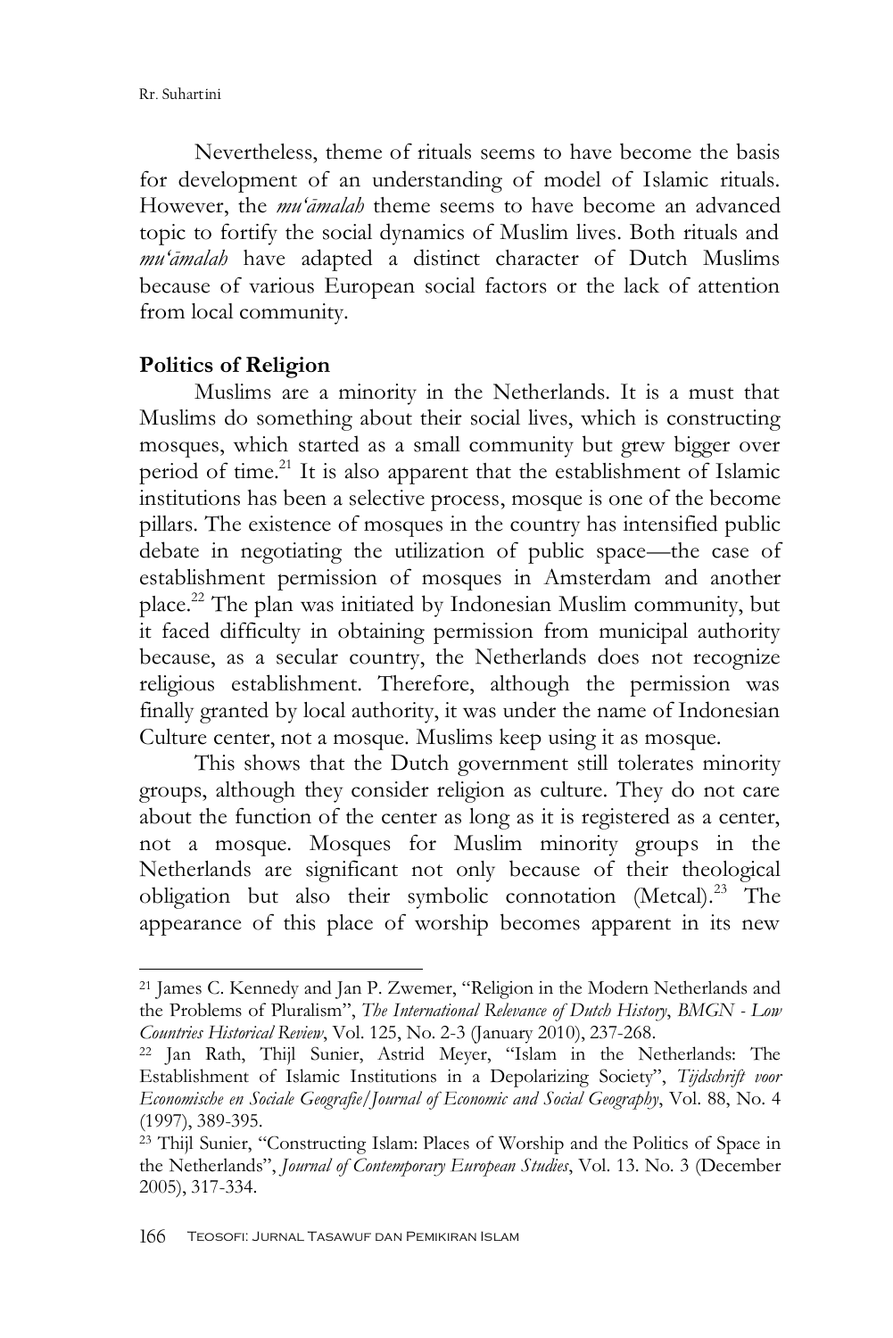Nevertheless, theme of rituals seems to have become the basis for development of an understanding of model of Islamic rituals. However, the *mu'āmalah* theme seems to have become an advanced topic to fortify the social dynamics of Muslim lives. Both rituals and *mu'āmalah* have adapted a distinct character of Dutch Muslims because of various European social factors or the lack of attention from local community.

## Politics of Religion

Muslims are a minority in the Netherlands. It is a must that Muslims do something about their social lives, which is constructing mosques, which started as a small community but grew bigger over period of time.[21] It is also apparent that the establishment of Islamic institutions has been a selective process, mosque is one of the become pillars. The existence of mosques in the country has intensified public debate in negotiating the utilization of public space—the case of establishment permission of mosques in Amsterdam and another place.[22] The plan was initiated by Indonesian Muslim community, but it faced difficulty in obtaining permission from municipal authority because, as a secular country, the Netherlands does not recognize religious establishment. Therefore, although the permission was finally granted by local authority, it was under the name of Indonesian Culture center, not a mosque. Muslims keep using it as mosque.

This shows that the Dutch government still tolerates minority groups, although they consider religion as culture. They do not care about the function of the center as long as it is registered as a center, not a mosque. Mosques for Muslim minority groups in the Netherlands are significant not only because of their theological obligation but also their symbolic connotation (Metcal).[23] The appearance of this place of worship becomes apparent in its new

---

[21] James C. Kennedy and Jan P. Zwemer, "Religion in the Modern Netherlands and the Problems of Pluralism", *The International Relevance of Dutch History, BMGN - Low Countries Historical Review*, Vol. 125, No. 2-3 (January 2010), 237-268.

[22] Jan Rath, Thijl Sunier, Astrid Meyer, "Islam in the Netherlands: The Establishment of Islamic Institutions in a Depolarizing Society", *Tijdschrift voor Economische en Sociale Geografie/Journal of Economic and Social Geography*, Vol. 88, No. 4 (1997), 389-395.

[23] Thijl Sunier, "Constructing Islam: Places of Worship and the Politics of Space in the Netherlands", *Journal of Contemporary European Studies*, Vol. 13. No. 3 (December 2005), 317-334.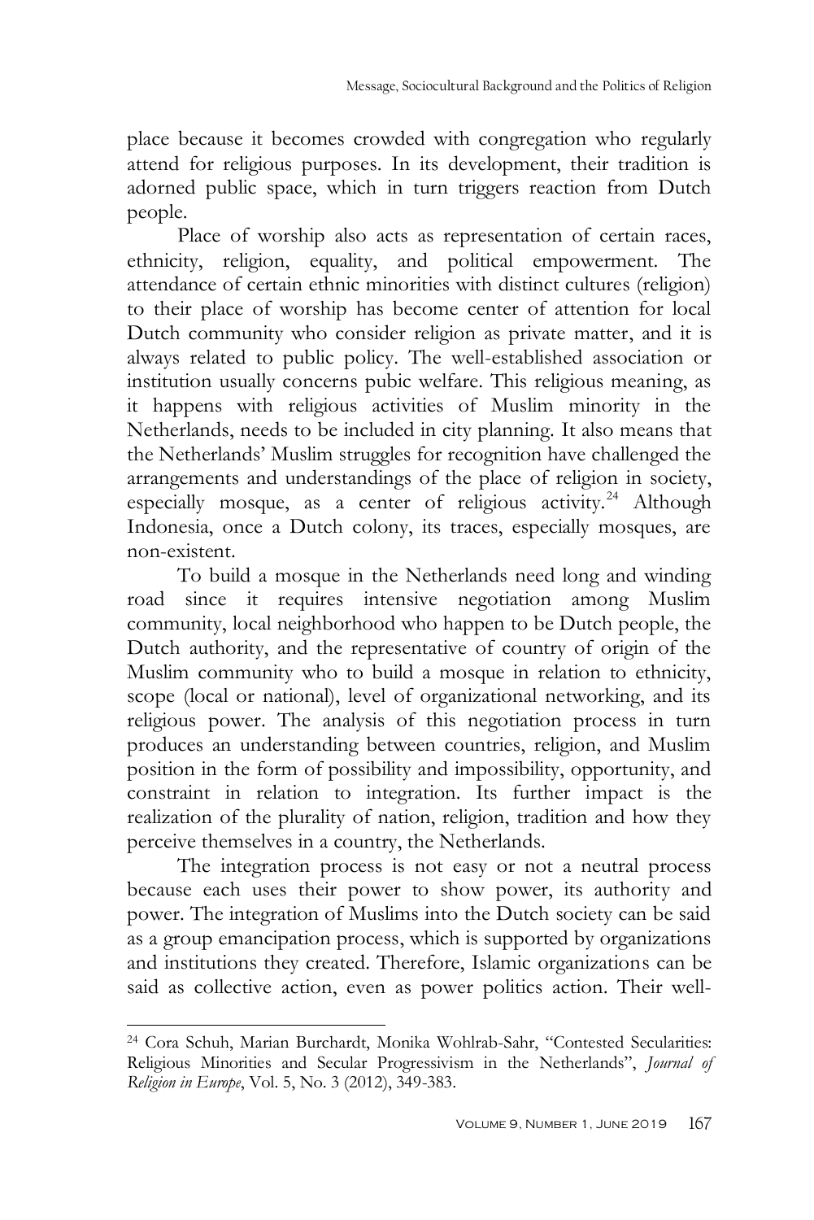place because it becomes crowded with congregation who regularly attend for religious purposes. In its development, their tradition is adorned public space, which in turn triggers reaction from Dutch people.

Place of worship also acts as representation of certain races, ethnicity, religion, equality, and political empowerment. The attendance of certain ethnic minorities with distinct cultures (religion) to their place of worship has become center of attention for local Dutch community who consider religion as private matter, and it is always related to public policy. The well-established association or institution usually concerns pubic welfare. This religious meaning, as it happens with religious activities of Muslim minority in the Netherlands, needs to be included in city planning. It also means that the Netherlands' Muslim struggles for recognition have challenged the arrangements and understandings of the place of religion in society, especially mosque, as a center of religious activity.[24] Although Indonesia, once a Dutch colony, its traces, especially mosques, are non-existent.

To build a mosque in the Netherlands need long and winding road since it requires intensive negotiation among Muslim community, local neighborhood who happen to be Dutch people, the Dutch authority, and the representative of country of origin of the Muslim community who to build a mosque in relation to ethnicity, scope (local or national), level of organizational networking, and its religious power. The analysis of this negotiation process in turn produces an understanding between countries, religion, and Muslim position in the form of possibility and impossibility, opportunity, and constraint in relation to integration. Its further impact is the realization of the plurality of nation, religion, tradition and how they perceive themselves in a country, the Netherlands.

The integration process is not easy or not a neutral process because each uses their power to show power, its authority and power. The integration of Muslims into the Dutch society can be said as a group emancipation process, which is supported by organizations and institutions they created. Therefore, Islamic organizations can be said as collective action, even as power politics action. Their well-

---

[24] Cora Schuh, Marian Burchardt, Monika Wohlrab-Sahr, "Contested Secularities: Religious Minorities and Secular Progressivism in the Netherlands", *Journal of Religion in Europe*, Vol. 5, No. 3 (2012), 349-383.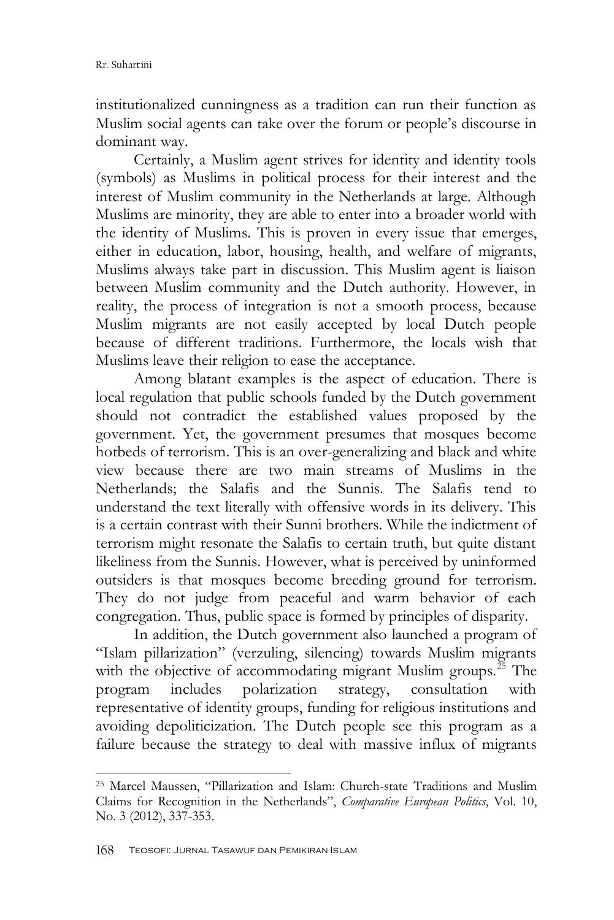institutionalized cunningness as a tradition can run their function as Muslim social agents can take over the forum or people's discourse in dominant way.

Certainly, a Muslim agent strives for identity and identity tools (symbols) as Muslims in political process for their interest and the interest of Muslim community in the Netherlands at large. Although Muslims are minority, they are able to enter into a broader world with the identity of Muslims. This is proven in every issue that emerges, either in education, labor, housing, health, and welfare of migrants, Muslims always take part in discussion. This Muslim agent is liaison between Muslim community and the Dutch authority. However, in reality, the process of integration is not a smooth process, because Muslim migrants are not easily accepted by local Dutch people because of different traditions. Furthermore, the locals wish that Muslims leave their religion to ease the acceptance.

Among blatant examples is the aspect of education. There is local regulation that public schools funded by the Dutch government should not contradict the established values proposed by the government. Yet, the government presumes that mosques become hotbeds of terrorism. This is an over-generalizing and black and white view because there are two main streams of Muslims in the Netherlands; the Salafis and the Sunnis. The Salafis tend to understand the text literally with offensive words in its delivery. This is a certain contrast with their Sunni brothers. While the indictment of terrorism might resonate the Salafis to certain truth, but quite distant likeliness from the Sunnis. However, what is perceived by uninformed outsiders is that mosques become breeding ground for terrorism. They do not judge from peaceful and warm behavior of each congregation. Thus, public space is formed by principles of disparity.

In addition, the Dutch government also launched a program of "Islam pillarization" (verzuling, silencing) towards Muslim migrants with the objective of accommodating migrant Muslim groups.[25] The program includes polarization strategy, consultation with representative of identity groups, funding for religious institutions and avoiding depoliticization. The Dutch people see this program as a failure because the strategy to deal with massive influx of migrants

---

[25] Marcel Maussen, "Pillarization and Islam: Church-state Traditions and Muslim Claims for Recognition in the Netherlands", *Comparative European Politics*, Vol. 10, No. 3 (2012), 337-353.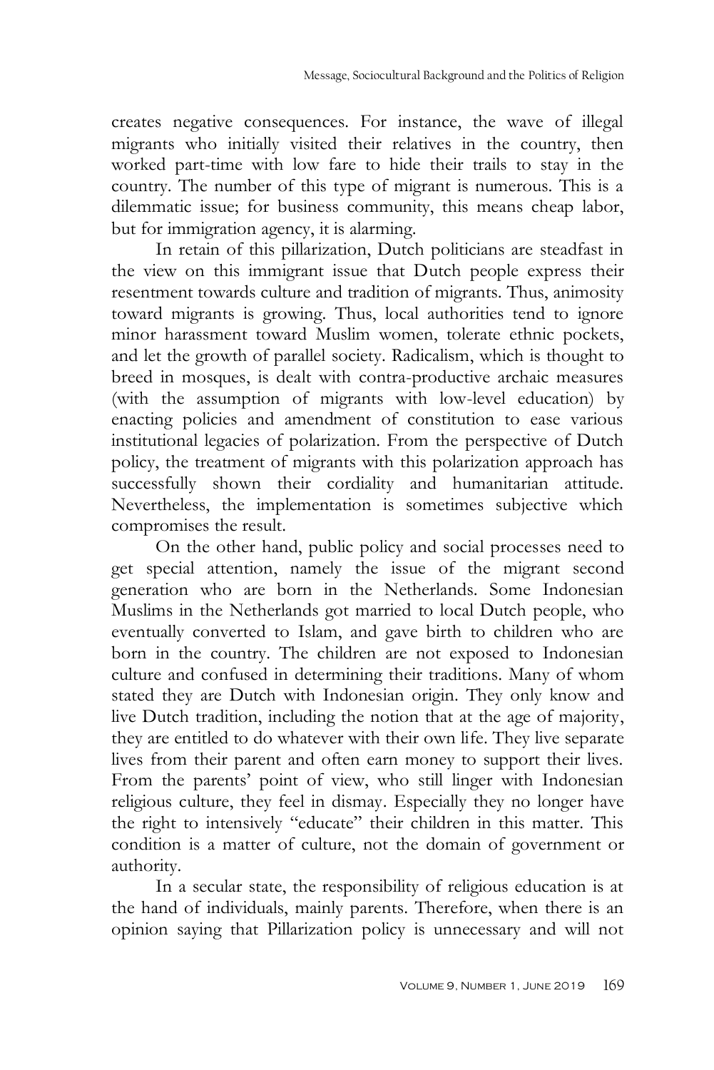creates negative consequences. For instance, the wave of illegal migrants who initially visited their relatives in the country, then worked part-time with low fare to hide their trails to stay in the country. The number of this type of migrant is numerous. This is a dilemmatic issue; for business community, this means cheap labor, but for immigration agency, it is alarming.

In retain of this pillarization, Dutch politicians are steadfast in the view on this immigrant issue that Dutch people express their resentment towards culture and tradition of migrants. Thus, animosity toward migrants is growing. Thus, local authorities tend to ignore minor harassment toward Muslim women, tolerate ethnic pockets, and let the growth of parallel society. Radicalism, which is thought to breed in mosques, is dealt with contra-productive archaic measures (with the assumption of migrants with low-level education) by enacting policies and amendment of constitution to ease various institutional legacies of polarization. From the perspective of Dutch policy, the treatment of migrants with this polarization approach has successfully shown their cordiality and humanitarian attitude. Nevertheless, the implementation is sometimes subjective which compromises the result.

On the other hand, public policy and social processes need to get special attention, namely the issue of the migrant second generation who are born in the Netherlands. Some Indonesian Muslims in the Netherlands got married to local Dutch people, who eventually converted to Islam, and gave birth to children who are born in the country. The children are not exposed to Indonesian culture and confused in determining their traditions. Many of whom stated they are Dutch with Indonesian origin. They only know and live Dutch tradition, including the notion that at the age of majority, they are entitled to do whatever with their own life. They live separate lives from their parent and often earn money to support their lives. From the parents' point of view, who still linger with Indonesian religious culture, they feel in dismay. Especially they no longer have the right to intensively "educate" their children in this matter. This condition is a matter of culture, not the domain of government or authority.

In a secular state, the responsibility of religious education is at the hand of individuals, mainly parents. Therefore, when there is an opinion saying that Pillarization policy is unnecessary and will not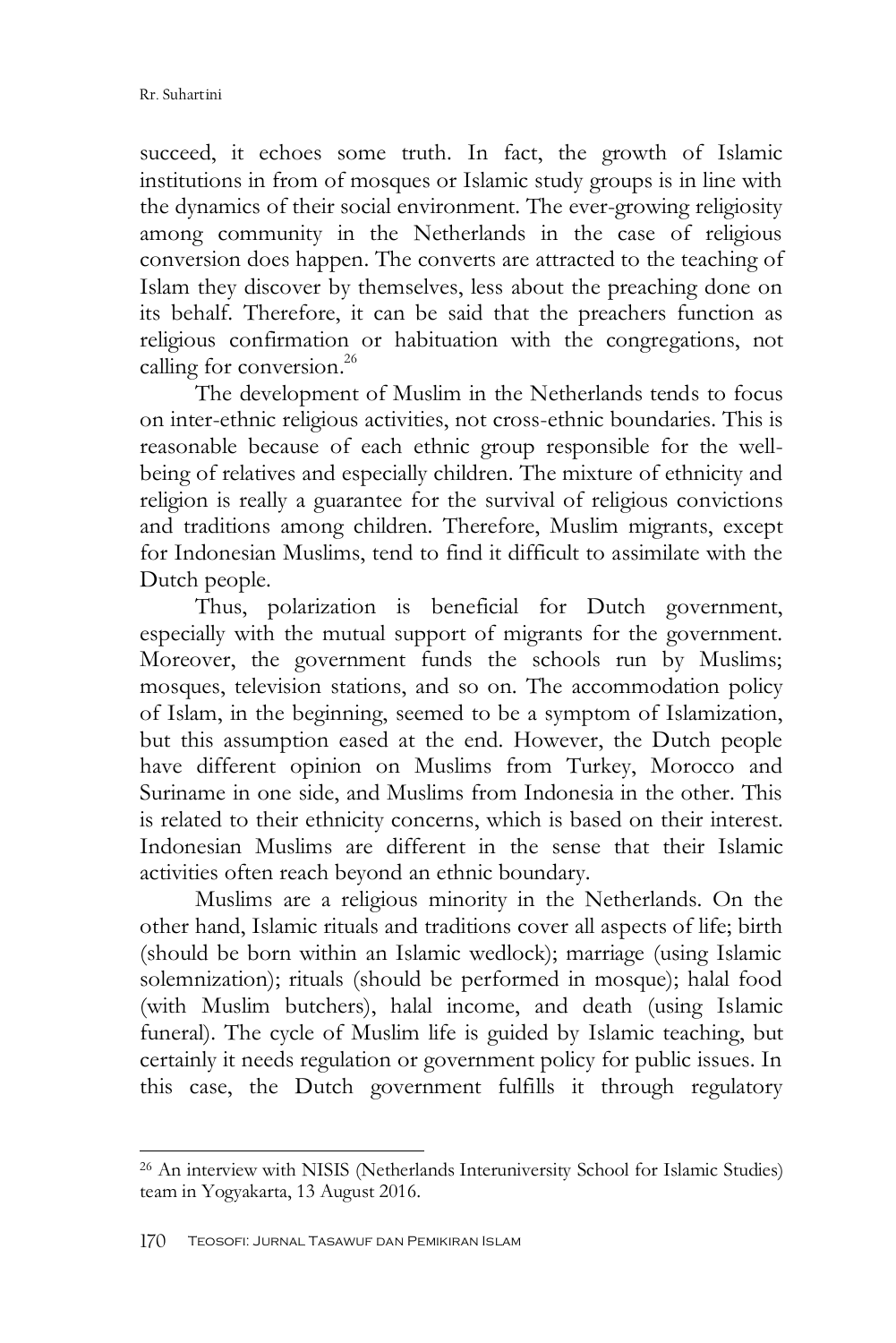succeed, it echoes some truth. In fact, the growth of Islamic institutions in from of mosques or Islamic study groups is in line with the dynamics of their social environment. The ever-growing religiosity among community in the Netherlands in the case of religious conversion does happen. The converts are attracted to the teaching of Islam they discover by themselves, less about the preaching done on its behalf. Therefore, it can be said that the preachers function as religious confirmation or habituation with the congregations, not calling for conversion.[26]

The development of Muslim in the Netherlands tends to focus on inter-ethnic religious activities, not cross-ethnic boundaries. This is reasonable because of each ethnic group responsible for the well-being of relatives and especially children. The mixture of ethnicity and religion is really a guarantee for the survival of religious convictions and traditions among children. Therefore, Muslim migrants, except for Indonesian Muslims, tend to find it difficult to assimilate with the Dutch people.

Thus, polarization is beneficial for Dutch government, especially with the mutual support of migrants for the government. Moreover, the government funds the schools run by Muslims; mosques, television stations, and so on. The accommodation policy of Islam, in the beginning, seemed to be a symptom of Islamization, but this assumption eased at the end. However, the Dutch people have different opinion on Muslims from Turkey, Morocco and Suriname in one side, and Muslims from Indonesia in the other. This is related to their ethnicity concerns, which is based on their interest. Indonesian Muslims are different in the sense that their Islamic activities often reach beyond an ethnic boundary.

Muslims are a religious minority in the Netherlands. On the other hand, Islamic rituals and traditions cover all aspects of life; birth (should be born within an Islamic wedlock); marriage (using Islamic solemnization); rituals (should be performed in mosque); halal food (with Muslim butchers), halal income, and death (using Islamic funeral). The cycle of Muslim life is guided by Islamic teaching, but certainly it needs regulation or government policy for public issues. In this case, the Dutch government fulfills it through regulatory

---

[26] An interview with NISIS (Netherlands Interuniversity School for Islamic Studies) team in Yogyakarta, 13 August 2016.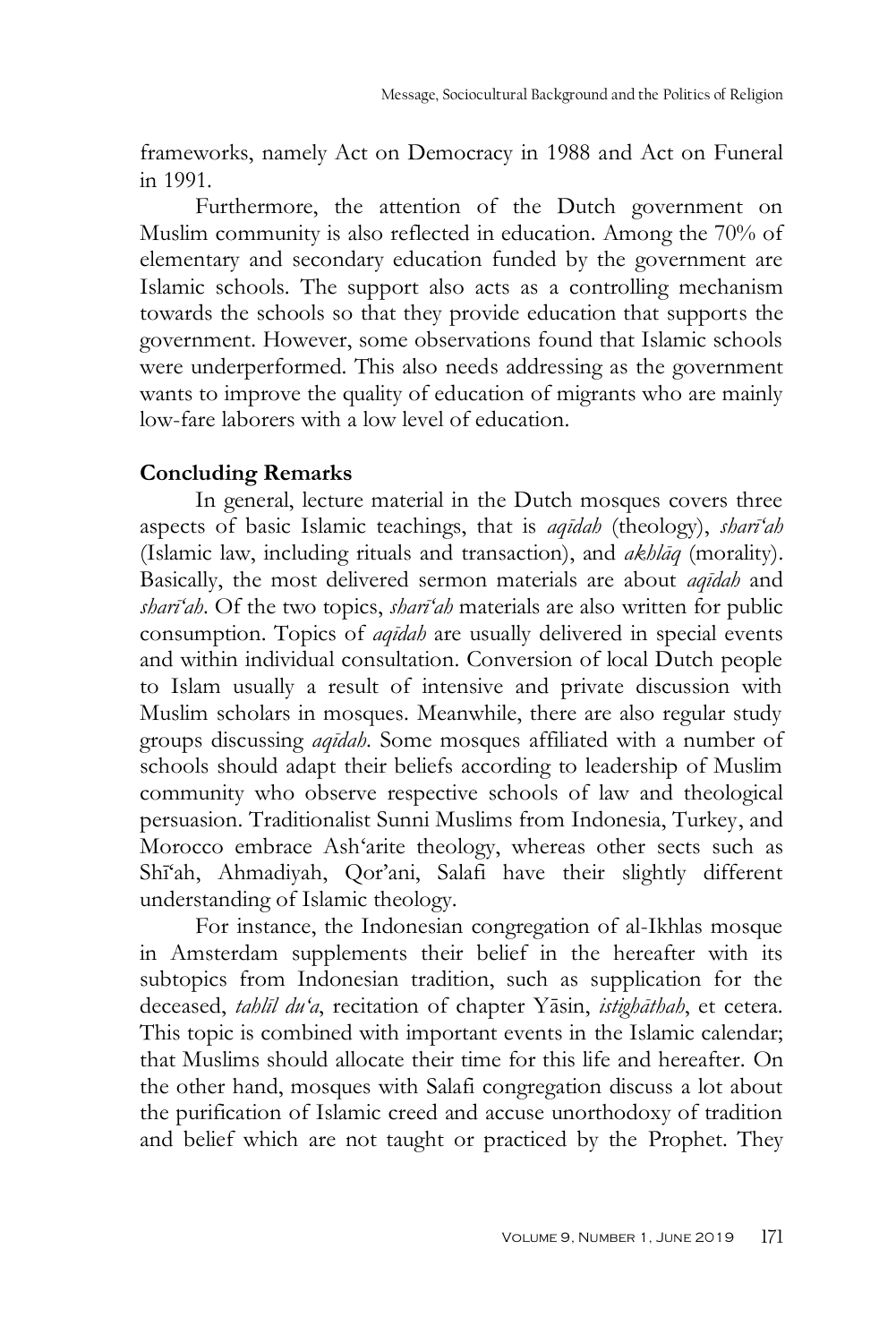frameworks, namely Act on Democracy in 1988 and Act on Funeral in 1991.

Furthermore, the attention of the Dutch government on Muslim community is also reflected in education. Among the 70% of elementary and secondary education funded by the government are Islamic schools. The support also acts as a controlling mechanism towards the schools so that they provide education that supports the government. However, some observations found that Islamic schools were underperformed. This also needs addressing as the government wants to improve the quality of education of migrants who are mainly low-fare laborers with a low level of education.

## Concluding Remarks

In general, lecture material in the Dutch mosques covers three aspects of basic Islamic teachings, that is *aqīdah* (theology), *sharī'ah* (Islamic law, including rituals and transaction), and *akhlāq* (morality). Basically, the most delivered sermon materials are about *aqīdah* and *sharī'ah*. Of the two topics, *sharī'ah* materials are also written for public consumption. Topics of *aqīdah* are usually delivered in special events and within individual consultation. Conversion of local Dutch people to Islam usually a result of intensive and private discussion with Muslim scholars in mosques. Meanwhile, there are also regular study groups discussing *aqīdah*. Some mosques affiliated with a number of schools should adapt their beliefs according to leadership of Muslim community who observe respective schools of law and theological persuasion. Traditionalist Sunni Muslims from Indonesia, Turkey, and Morocco embrace Ash'arite theology, whereas other sects such as Shī'ah, Ahmadiyah, Qor'ani, Salafi have their slightly different understanding of Islamic theology.

For instance, the Indonesian congregation of al-Ikhlas mosque in Amsterdam supplements their belief in the hereafter with its subtopics from Indonesian tradition, such as supplication for the deceased, *tahlīl du'a*, recitation of chapter Yāsin, *istighāthah*, et cetera. This topic is combined with important events in the Islamic calendar; that Muslims should allocate their time for this life and hereafter. On the other hand, mosques with Salafi congregation discuss a lot about the purification of Islamic creed and accuse unorthodoxy of tradition and belief which are not taught or practiced by the Prophet. They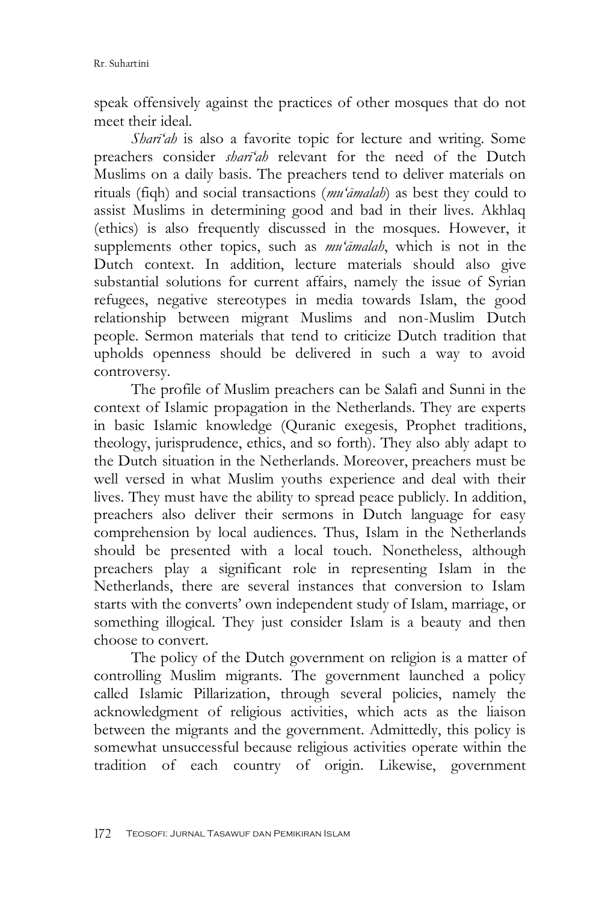speak offensively against the practices of other mosques that do not meet their ideal.

*Sharī'ah* is also a favorite topic for lecture and writing. Some preachers consider *sharī'ah* relevant for the need of the Dutch Muslims on a daily basis. The preachers tend to deliver materials on rituals (fiqh) and social transactions (*mu'āmalah*) as best they could to assist Muslims in determining good and bad in their lives. Akhlaq (ethics) is also frequently discussed in the mosques. However, it supplements other topics, such as *mu'āmalah*, which is not in the Dutch context. In addition, lecture materials should also give substantial solutions for current affairs, namely the issue of Syrian refugees, negative stereotypes in media towards Islam, the good relationship between migrant Muslims and non-Muslim Dutch people. Sermon materials that tend to criticize Dutch tradition that upholds openness should be delivered in such a way to avoid controversy.

The profile of Muslim preachers can be Salafi and Sunni in the context of Islamic propagation in the Netherlands. They are experts in basic Islamic knowledge (Quranic exegesis, Prophet traditions, theology, jurisprudence, ethics, and so forth). They also ably adapt to the Dutch situation in the Netherlands. Moreover, preachers must be well versed in what Muslim youths experience and deal with their lives. They must have the ability to spread peace publicly. In addition, preachers also deliver their sermons in Dutch language for easy comprehension by local audiences. Thus, Islam in the Netherlands should be presented with a local touch. Nonetheless, although preachers play a significant role in representing Islam in the Netherlands, there are several instances that conversion to Islam starts with the converts' own independent study of Islam, marriage, or something illogical. They just consider Islam is a beauty and then choose to convert.

The policy of the Dutch government on religion is a matter of controlling Muslim migrants. The government launched a policy called Islamic Pillarization, through several policies, namely the acknowledgment of religious activities, which acts as the liaison between the migrants and the government. Admittedly, this policy is somewhat unsuccessful because religious activities operate within the tradition of each country of origin. Likewise, government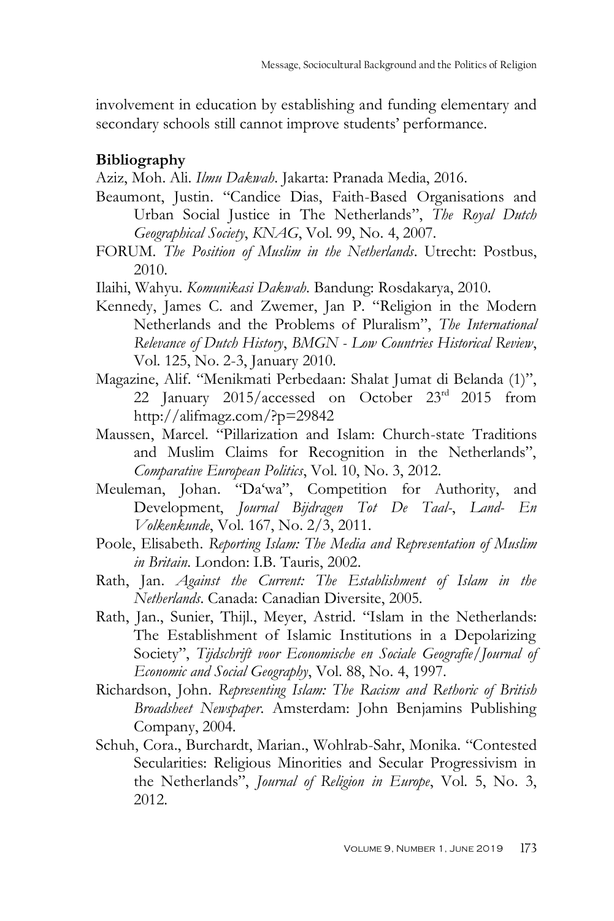involvement in education by establishing and funding elementary and secondary schools still cannot improve students' performance.

**Bibliography**

Aziz, Moh. Ali. *Ilmu Dakwah*. Jakarta: Pranada Media, 2016.

Beaumont, Justin. "Candice Dias, Faith-Based Organisations and Urban Social Justice in The Netherlands", *The Royal Dutch Geographical Society*, *KNAG*, Vol. 99, No. 4, 2007.

FORUM. *The Position of Muslim in the Netherlands*. Utrecht: Postbus, 2010.

Ilaihi, Wahyu. *Komunikasi Dakwah*. Bandung: Rosdakarya, 2010.

Kennedy, James C. and Zwemer, Jan P. "Religion in the Modern Netherlands and the Problems of Pluralism", *The International Relevance of Dutch History*, *BMGN - Low Countries Historical Review*, Vol. 125, No. 2-3, January 2010.

Magazine, Alif. "Menikmati Perbedaan: Shalat Jumat di Belanda (1)", 22 January 2015/accessed on October 23rd 2015 from http://alifmagz.com/?p=29842

Maussen, Marcel. "Pillarization and Islam: Church-state Traditions and Muslim Claims for Recognition in the Netherlands", *Comparative European Politics*, Vol. 10, No. 3, 2012.

Meuleman, Johan. "Da'wa", Competition for Authority, and Development, *Journal Bijdragen Tot De Taal-, Land- En Volkenkunde*, Vol. 167, No. 2/3, 2011.

Poole, Elisabeth. *Reporting Islam: The Media and Representation of Muslim in Britain*. London: I.B. Tauris, 2002.

Rath, Jan. *Against the Current: The Establishment of Islam in the Netherlands*. Canada: Canadian Diversite, 2005.

Rath, Jan., Sunier, Thijl., Meyer, Astrid. "Islam in the Netherlands: The Establishment of Islamic Institutions in a Depolarizing Society", *Tijdschrift voor Economische en Sociale Geografie/Journal of Economic and Social Geography*, Vol. 88, No. 4, 1997.

Richardson, John. *Representing Islam: The Racism and Rethoric of British Broadsheet Newspaper*. Amsterdam: John Benjamins Publishing Company, 2004.

Schuh, Cora., Burchardt, Marian., Wohlrab-Sahr, Monika. "Contested Secularities: Religious Minorities and Secular Progressivism in the Netherlands", *Journal of Religion in Europe*, Vol. 5, No. 3, 2012.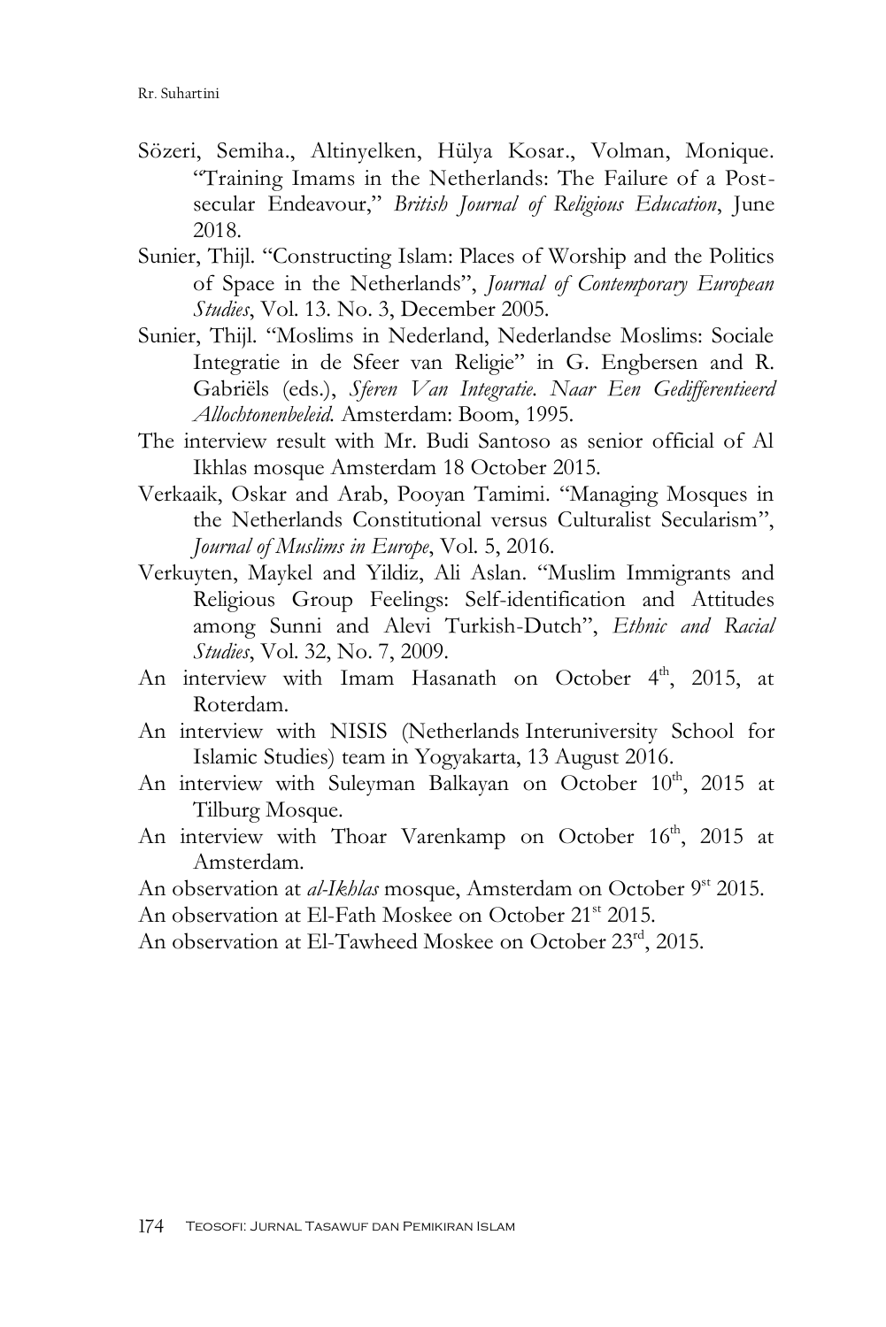Sözeri, Semiha., Altinyelken, Hülya Kosar., Volman, Monique. "Training Imams in the Netherlands: The Failure of a Post-secular Endeavour," *British Journal of Religious Education*, June 2018.

Sunier, Thijl. "Constructing Islam: Places of Worship and the Politics of Space in the Netherlands", *Journal of Contemporary European Studies*, Vol. 13. No. 3, December 2005.

Sunier, Thijl. "Moslims in Nederland, Nederlandse Moslims: Sociale Integratie in de Sfeer van Religie" in G. Engbersen and R. Gabriëls (eds.), *Sferen Van Integratie. Naar Een Gedifferentieerd Allochtonenbeleid.* Amsterdam: Boom, 1995.

The interview result with Mr. Budi Santoso as senior official of Al Ikhlas mosque Amsterdam 18 October 2015.

Verkaaik, Oskar and Arab, Pooyan Tamimi. "Managing Mosques in the Netherlands Constitutional versus Culturalist Secularism", *Journal of Muslims in Europe*, Vol. 5, 2016.

Verkuyten, Maykel and Yildiz, Ali Aslan. "Muslim Immigrants and Religious Group Feelings: Self-identification and Attitudes among Sunni and Alevi Turkish-Dutch", *Ethnic and Racial Studies*, Vol. 32, No. 7, 2009.

An interview with Imam Hasanath on October 4th, 2015, at Roterdam.

An interview with NISIS (Netherlands Interuniversity School for Islamic Studies) team in Yogyakarta, 13 August 2016.

An interview with Suleyman Balkayan on October 10th, 2015 at Tilburg Mosque.

An interview with Thoar Varenkamp on October 16th, 2015 at Amsterdam.

An observation at *al-Ikhlas* mosque, Amsterdam on October 9st 2015.

An observation at El-Fath Moskee on October 21st 2015.

An observation at El-Tawheed Moskee on October 23rd, 2015.